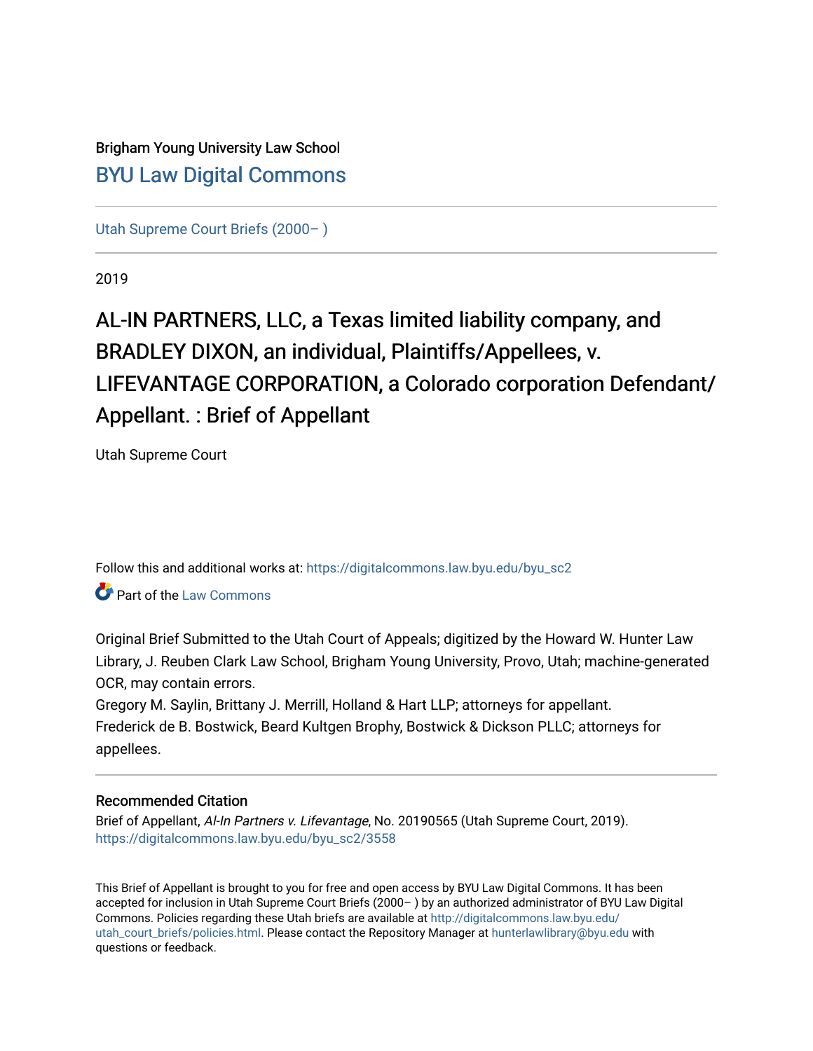Brigham Young University Law School

BYU Law Digital Commons

Utah Supreme Court Briefs (2000– )

2019

# AL-IN PARTNERS, LLC, a Texas limited liability company, and BRADLEY DIXON, an individual, Plaintiffs/Appellees, v. LIFEVANTAGE CORPORATION, a Colorado corporation Defendant/Appellant. : Brief of Appellant

Utah Supreme Court

Follow this and additional works at: https://digitalcommons.law.byu.edu/byu_sc2

Part of the Law Commons

Original Brief Submitted to the Utah Court of Appeals; digitized by the Howard W. Hunter Law Library, J. Reuben Clark Law School, Brigham Young University, Provo, Utah; machine-generated OCR, may contain errors.

Gregory M. Saylin, Brittany J. Merrill, Holland & Hart LLP; attorneys for appellant.

Frederick de B. Bostwick, Beard Kultgen Brophy, Bostwick & Dickson PLLC; attorneys for appellees.

## Recommended Citation

Brief of Appellant, *Al-In Partners v. Lifevantage*, No. 20190565 (Utah Supreme Court, 2019).
https://digitalcommons.law.byu.edu/byu_sc2/3558

This Brief of Appellant is brought to you for free and open access by BYU Law Digital Commons. It has been accepted for inclusion in Utah Supreme Court Briefs (2000– ) by an authorized administrator of BYU Law Digital Commons. Policies regarding these Utah briefs are available at http://digitalcommons.law.byu.edu/utah_court_briefs/policies.html. Please contact the Repository Manager at hunterlawlibrary@byu.edu with questions or feedback.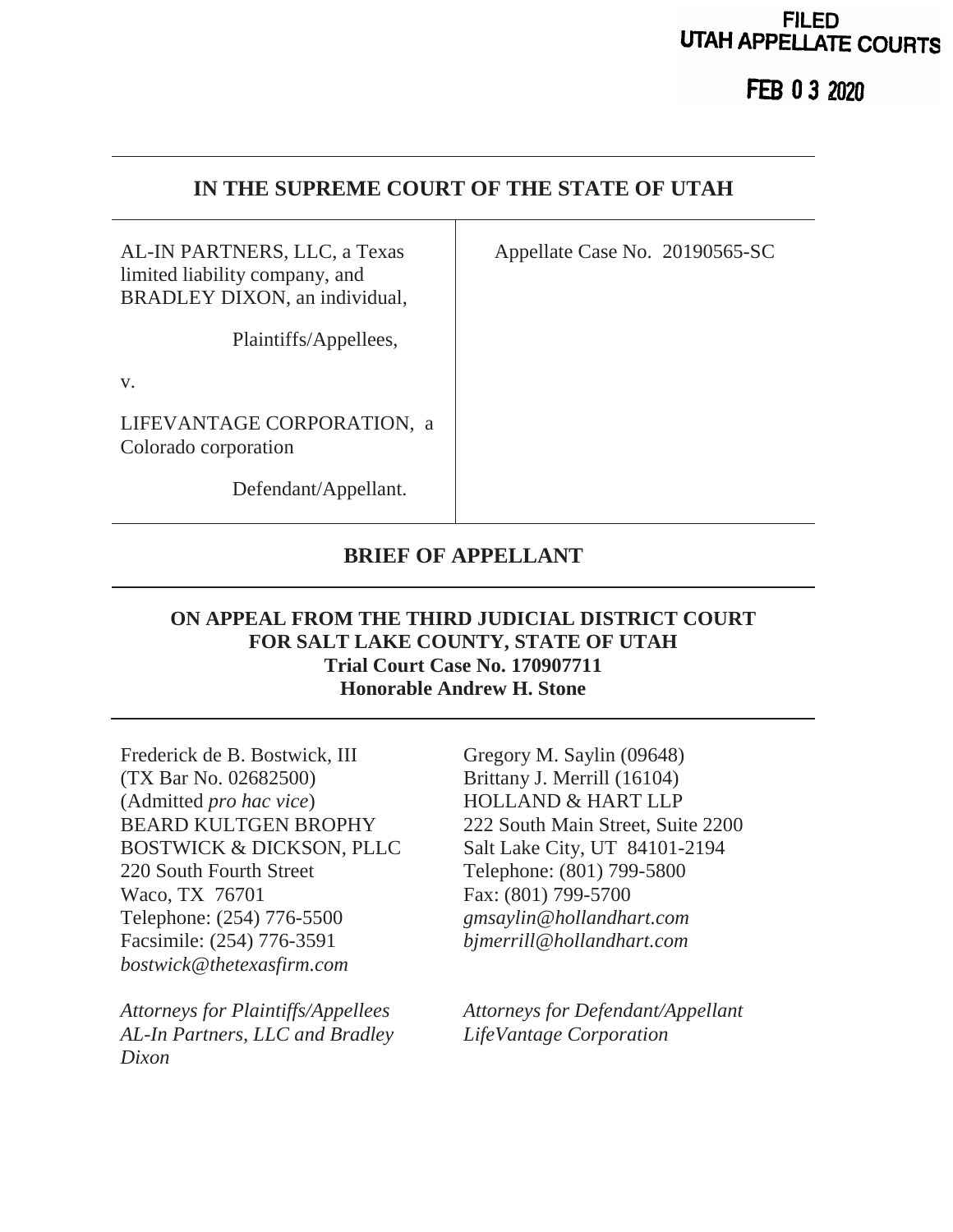**FILED**
**UTAH APPELLATE COURTS**

**FEB 0 3 2020**

---

## IN THE SUPREME COURT OF THE STATE OF UTAH

| | |
|---|---|
| AL-IN PARTNERS, LLC, a Texas limited liability company, and BRADLEY DIXON, an individual,<br><br>Plaintiffs/Appellees,<br><br>v.<br><br>LIFEVANTAGE CORPORATION, a Colorado corporation<br><br>Defendant/Appellant. | Appellate Case No. 20190565-SC |

## BRIEF OF APPELLANT

### ON APPEAL FROM THE THIRD JUDICIAL DISTRICT COURT FOR SALT LAKE COUNTY, STATE OF UTAH
### Trial Court Case No. 170907711
### Honorable Andrew H. Stone

Frederick de B. Bostwick, III
(TX Bar No. 02682500)
(Admitted *pro hac vice*)
BEARD KULTGEN BROPHY
BOSTWICK & DICKSON, PLLC
220 South Fourth Street
Waco, TX 76701
Telephone: (254) 776-5500
Facsimile: (254) 776-3591
*bostwick@thetexasfirm.com*

*Attorneys for Plaintiffs/Appellees AL-In Partners, LLC and Bradley Dixon*

Gregory M. Saylin (09648)
Brittany J. Merrill (16104)
HOLLAND & HART LLP
222 South Main Street, Suite 2200
Salt Lake City, UT 84101-2194
Telephone: (801) 799-5800
Fax: (801) 799-5700
*gmsaylin@hollandhart.com*
*bjmerrill@hollandhart.com*

*Attorneys for Defendant/Appellant LifeVantage Corporation*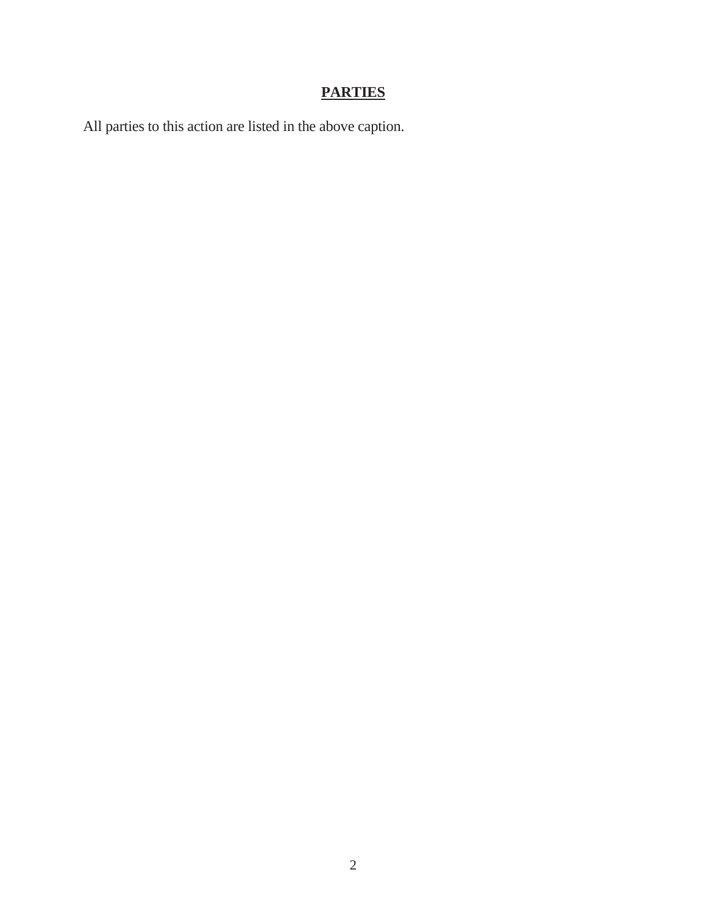## **PARTIES**

All parties to this action are listed in the above caption.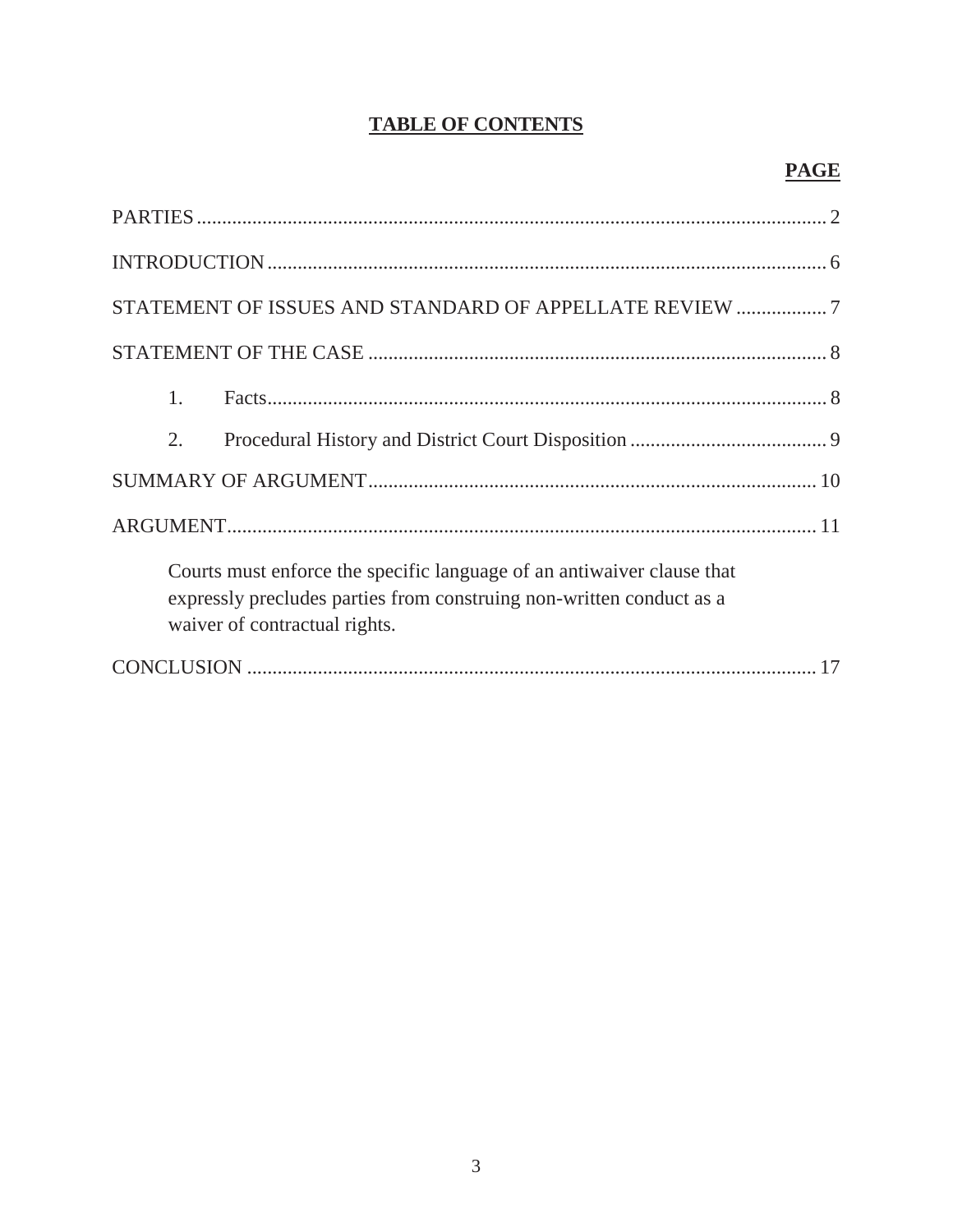# TABLE OF CONTENTS

| | PAGE |
|---|---|
| PARTIES | 2 |
| INTRODUCTION | 6 |
| STATEMENT OF ISSUES AND STANDARD OF APPELLATE REVIEW | 7 |
| STATEMENT OF THE CASE | 8 |
| 1. Facts | 8 |
| 2. Procedural History and District Court Disposition | 9 |
| SUMMARY OF ARGUMENT | 10 |
| ARGUMENT | 11 |
| Courts must enforce the specific language of an antiwaiver clause that expressly precludes parties from construing non-written conduct as a waiver of contractual rights. | |
| CONCLUSION | 17 |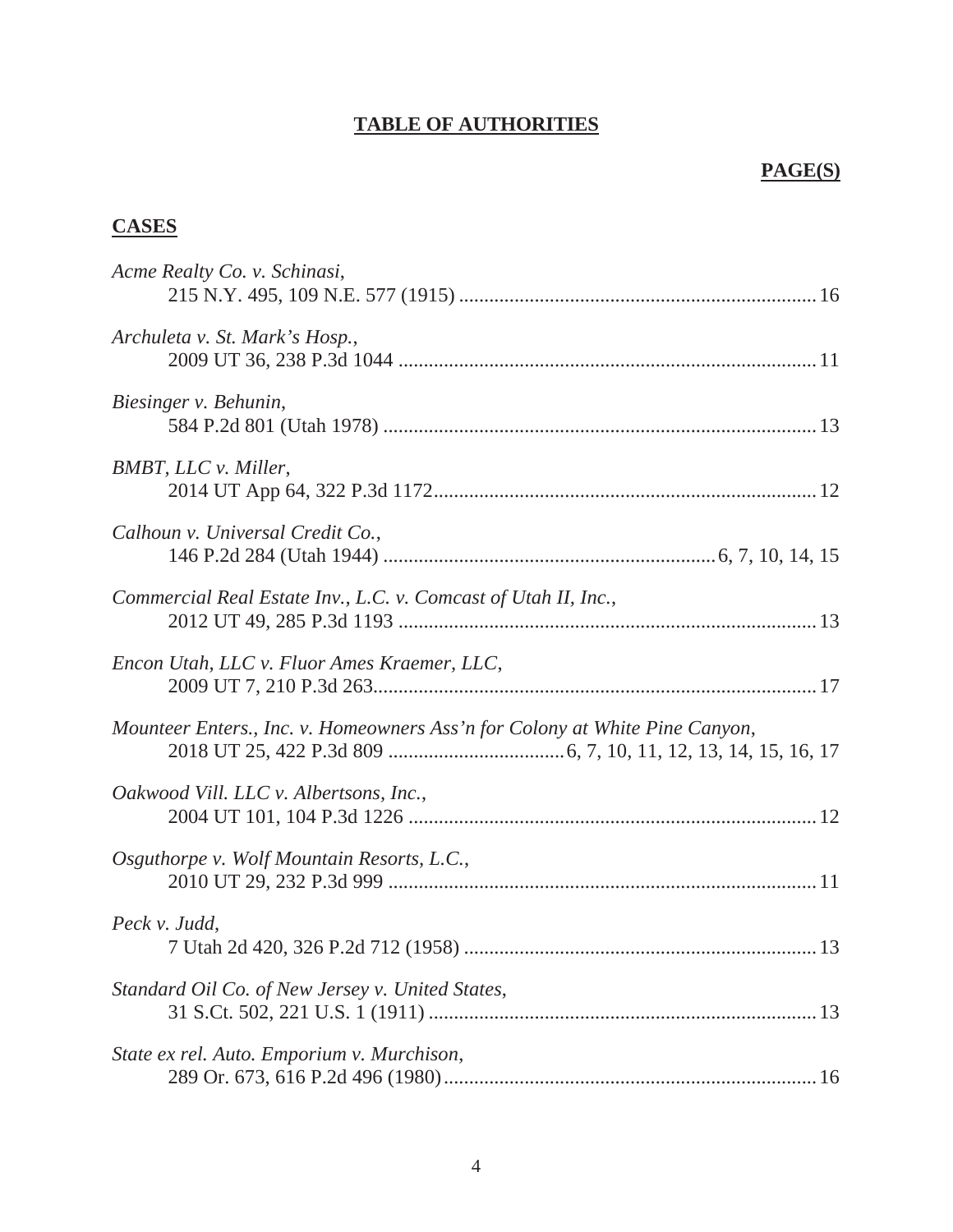# TABLE OF AUTHORITIES

**PAGE(S)**

## CASES

*Acme Realty Co. v. Schinasi*,
215 N.Y. 495, 109 N.E. 577 (1915) ........................................ 16

*Archuleta v. St. Mark's Hosp.*,
2009 UT 36, 238 P.3d 1044 ........................................ 11

*Biesinger v. Behunin*,
584 P.2d 801 (Utah 1978) ........................................ 13

*BMBT, LLC v. Miller*,
2014 UT App 64, 322 P.3d 1172........................................ 12

*Calhoun v. Universal Credit Co.*,
146 P.2d 284 (Utah 1944) ........................................ 6, 7, 10, 14, 15

*Commercial Real Estate Inv., L.C. v. Comcast of Utah II, Inc.*,
2012 UT 49, 285 P.3d 1193 ........................................ 13

*Encon Utah, LLC v. Fluor Ames Kraemer, LLC*,
2009 UT 7, 210 P.3d 263........................................ 17

*Mounteer Enters., Inc. v. Homeowners Ass'n for Colony at White Pine Canyon*,
2018 UT 25, 422 P.3d 809 ........................................ 6, 7, 10, 11, 12, 13, 14, 15, 16, 17

*Oakwood Vill. LLC v. Albertsons, Inc.*,
2004 UT 101, 104 P.3d 1226 ........................................ 12

*Osguthorpe v. Wolf Mountain Resorts, L.C.*,
2010 UT 29, 232 P.3d 999 ........................................ 11

*Peck v. Judd*,
7 Utah 2d 420, 326 P.2d 712 (1958) ........................................ 13

*Standard Oil Co. of New Jersey v. United States*,
31 S.Ct. 502, 221 U.S. 1 (1911) ........................................ 13

*State ex rel. Auto. Emporium v. Murchison*,
289 Or. 673, 616 P.2d 496 (1980)........................................ 16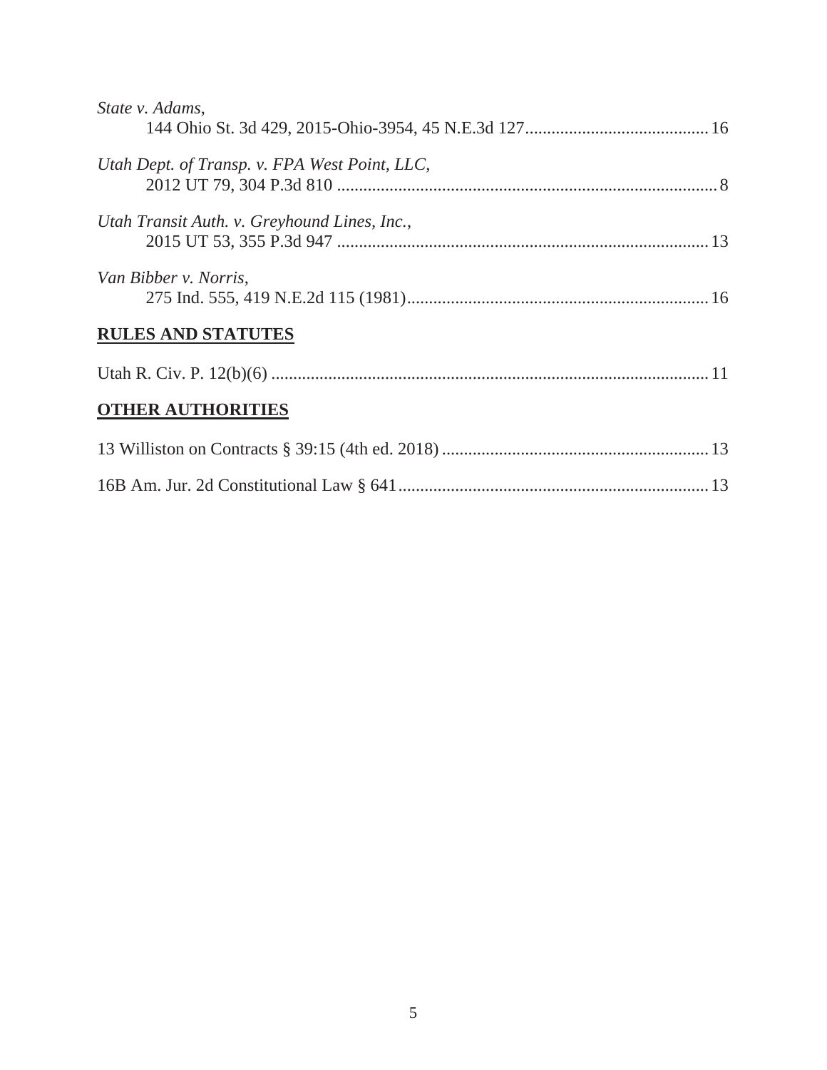*State v. Adams*,
144 Ohio St. 3d 429, 2015-Ohio-3954, 45 N.E.3d 127.......................................... 16

*Utah Dept. of Transp. v. FPA West Point, LLC*,
2012 UT 79, 304 P.3d 810 ....................................................................................... 8

*Utah Transit Auth. v. Greyhound Lines, Inc.*,
2015 UT 53, 355 P.3d 947 ..................................................................................... 13

*Van Bibber v. Norris*,
275 Ind. 555, 419 N.E.2d 115 (1981)..................................................................... 16

## RULES AND STATUTES

Utah R. Civ. P. 12(b)(6) .................................................................................................... 11

## OTHER AUTHORITIES

13 Williston on Contracts § 39:15 (4th ed. 2018) ............................................................ 13

16B Am. Jur. 2d Constitutional Law § 641....................................................................... 13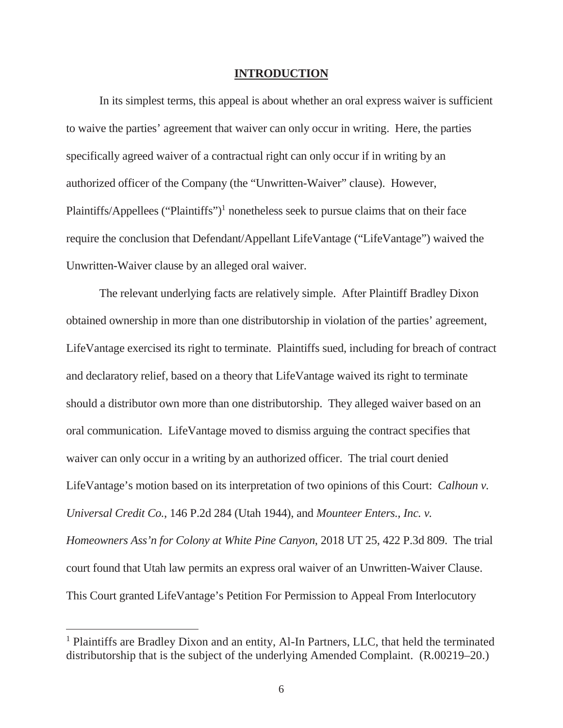## INTRODUCTION

In its simplest terms, this appeal is about whether an oral express waiver is sufficient to waive the parties' agreement that waiver can only occur in writing. Here, the parties specifically agreed waiver of a contractual right can only occur if in writing by an authorized officer of the Company (the "Unwritten-Waiver" clause). However, Plaintiffs/Appellees ("Plaintiffs")[1] nonetheless seek to pursue claims that on their face require the conclusion that Defendant/Appellant LifeVantage ("LifeVantage") waived the Unwritten-Waiver clause by an alleged oral waiver.

The relevant underlying facts are relatively simple. After Plaintiff Bradley Dixon obtained ownership in more than one distributorship in violation of the parties' agreement, LifeVantage exercised its right to terminate. Plaintiffs sued, including for breach of contract and declaratory relief, based on a theory that LifeVantage waived its right to terminate should a distributor own more than one distributorship. They alleged waiver based on an oral communication. LifeVantage moved to dismiss arguing the contract specifies that waiver can only occur in a writing by an authorized officer. The trial court denied LifeVantage's motion based on its interpretation of two opinions of this Court: *Calhoun v. Universal Credit Co.*, 146 P.2d 284 (Utah 1944), and *Mounteer Enters., Inc. v. Homeowners Ass'n for Colony at White Pine Canyon*, 2018 UT 25, 422 P.3d 809. The trial court found that Utah law permits an express oral waiver of an Unwritten-Waiver Clause. This Court granted LifeVantage's Petition For Permission to Appeal From Interlocutory

[1] Plaintiffs are Bradley Dixon and an entity, Al-In Partners, LLC, that held the terminated distributorship that is the subject of the underlying Amended Complaint. (R.00219–20.)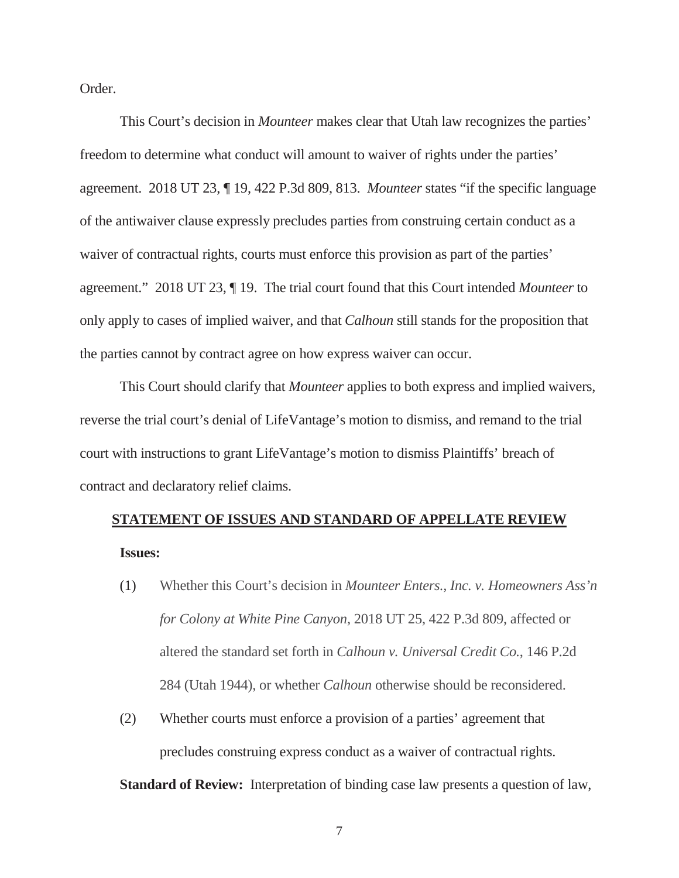Order.

This Court's decision in *Mounteer* makes clear that Utah law recognizes the parties' freedom to determine what conduct will amount to waiver of rights under the parties' agreement. 2018 UT 23, ¶ 19, 422 P.3d 809, 813. *Mounteer* states "if the specific language of the antiwaiver clause expressly precludes parties from construing certain conduct as a waiver of contractual rights, courts must enforce this provision as part of the parties' agreement." 2018 UT 23, ¶ 19. The trial court found that this Court intended *Mounteer* to only apply to cases of implied waiver, and that *Calhoun* still stands for the proposition that the parties cannot by contract agree on how express waiver can occur.

This Court should clarify that *Mounteer* applies to both express and implied waivers, reverse the trial court's denial of LifeVantage's motion to dismiss, and remand to the trial court with instructions to grant LifeVantage's motion to dismiss Plaintiffs' breach of contract and declaratory relief claims.

## STATEMENT OF ISSUES AND STANDARD OF APPELLATE REVIEW

**Issues:**

(1) Whether this Court's decision in *Mounteer Enters., Inc. v. Homeowners Ass'n for Colony at White Pine Canyon*, 2018 UT 25, 422 P.3d 809, affected or altered the standard set forth in *Calhoun v. Universal Credit Co.*, 146 P.2d 284 (Utah 1944), or whether *Calhoun* otherwise should be reconsidered.

(2) Whether courts must enforce a provision of a parties' agreement that precludes construing express conduct as a waiver of contractual rights.

**Standard of Review:** Interpretation of binding case law presents a question of law,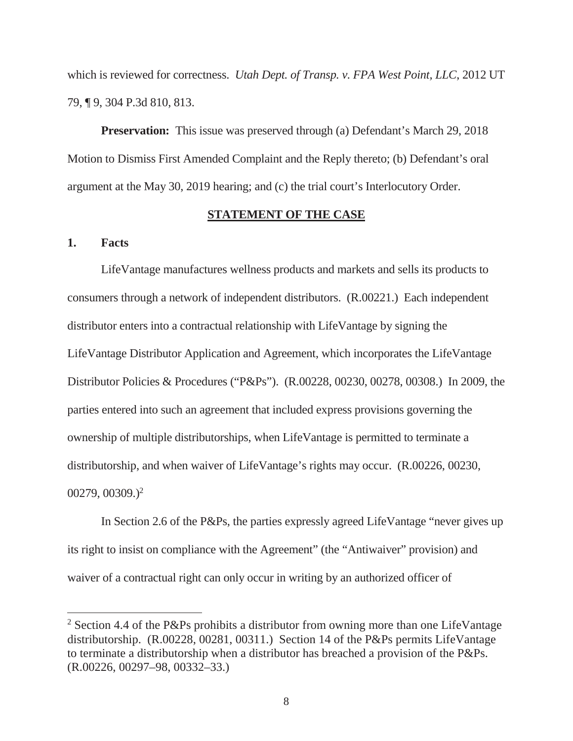which is reviewed for correctness. *Utah Dept. of Transp. v. FPA West Point, LLC*, 2012 UT 79, ¶ 9, 304 P.3d 810, 813.

**Preservation:** This issue was preserved through (a) Defendant's March 29, 2018 Motion to Dismiss First Amended Complaint and the Reply thereto; (b) Defendant's oral argument at the May 30, 2019 hearing; and (c) the trial court's Interlocutory Order.

## STATEMENT OF THE CASE

### 1. Facts

LifeVantage manufactures wellness products and markets and sells its products to consumers through a network of independent distributors. (R.00221.) Each independent distributor enters into a contractual relationship with LifeVantage by signing the LifeVantage Distributor Application and Agreement, which incorporates the LifeVantage Distributor Policies & Procedures ("P&Ps"). (R.00228, 00230, 00278, 00308.) In 2009, the parties entered into such an agreement that included express provisions governing the ownership of multiple distributorships, when LifeVantage is permitted to terminate a distributorship, and when waiver of LifeVantage's rights may occur. (R.00226, 00230, 00279, 00309.)[2]

In Section 2.6 of the P&Ps, the parties expressly agreed LifeVantage "never gives up its right to insist on compliance with the Agreement" (the "Antiwaiver" provision) and waiver of a contractual right can only occur in writing by an authorized officer of

---

[2] Section 4.4 of the P&Ps prohibits a distributor from owning more than one LifeVantage distributorship. (R.00228, 00281, 00311.) Section 14 of the P&Ps permits LifeVantage to terminate a distributorship when a distributor has breached a provision of the P&Ps. (R.00226, 00297–98, 00332–33.)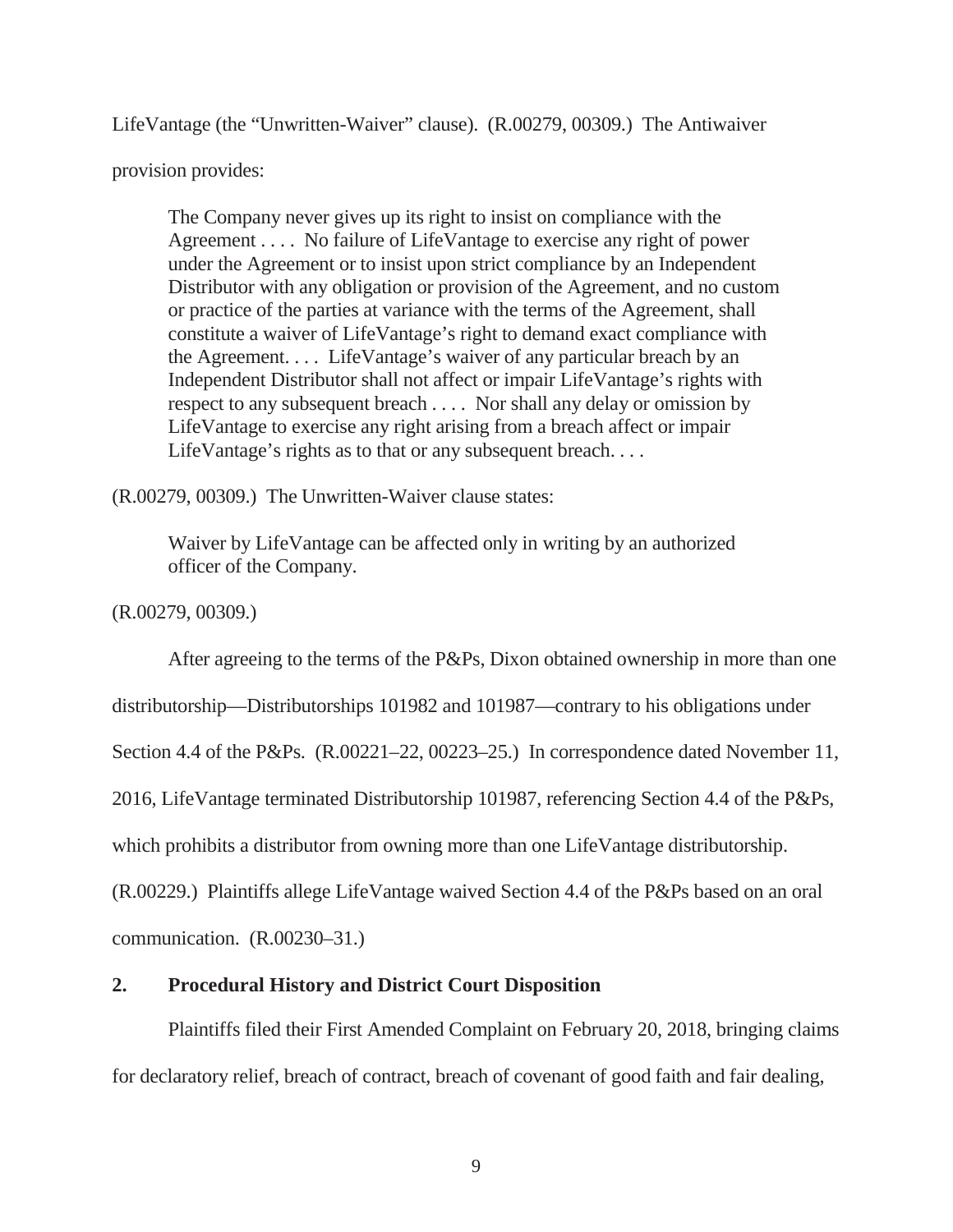LifeVantage (the "Unwritten-Waiver" clause). (R.00279, 00309.) The Antiwaiver provision provides:

> The Company never gives up its right to insist on compliance with the Agreement . . . . No failure of LifeVantage to exercise any right of power under the Agreement or to insist upon strict compliance by an Independent Distributor with any obligation or provision of the Agreement, and no custom or practice of the parties at variance with the terms of the Agreement, shall constitute a waiver of LifeVantage's right to demand exact compliance with the Agreement. . . . LifeVantage's waiver of any particular breach by an Independent Distributor shall not affect or impair LifeVantage's rights with respect to any subsequent breach . . . . Nor shall any delay or omission by LifeVantage to exercise any right arising from a breach affect or impair LifeVantage's rights as to that or any subsequent breach. . . .

(R.00279, 00309.) The Unwritten-Waiver clause states:

> Waiver by LifeVantage can be affected only in writing by an authorized officer of the Company.

(R.00279, 00309.)

After agreeing to the terms of the P&Ps, Dixon obtained ownership in more than one distributorship—Distributorships 101982 and 101987—contrary to his obligations under Section 4.4 of the P&Ps. (R.00221–22, 00223–25.) In correspondence dated November 11, 2016, LifeVantage terminated Distributorship 101987, referencing Section 4.4 of the P&Ps, which prohibits a distributor from owning more than one LifeVantage distributorship. (R.00229.) Plaintiffs allege LifeVantage waived Section 4.4 of the P&Ps based on an oral communication. (R.00230–31.)

## 2. Procedural History and District Court Disposition

Plaintiffs filed their First Amended Complaint on February 20, 2018, bringing claims for declaratory relief, breach of contract, breach of covenant of good faith and fair dealing,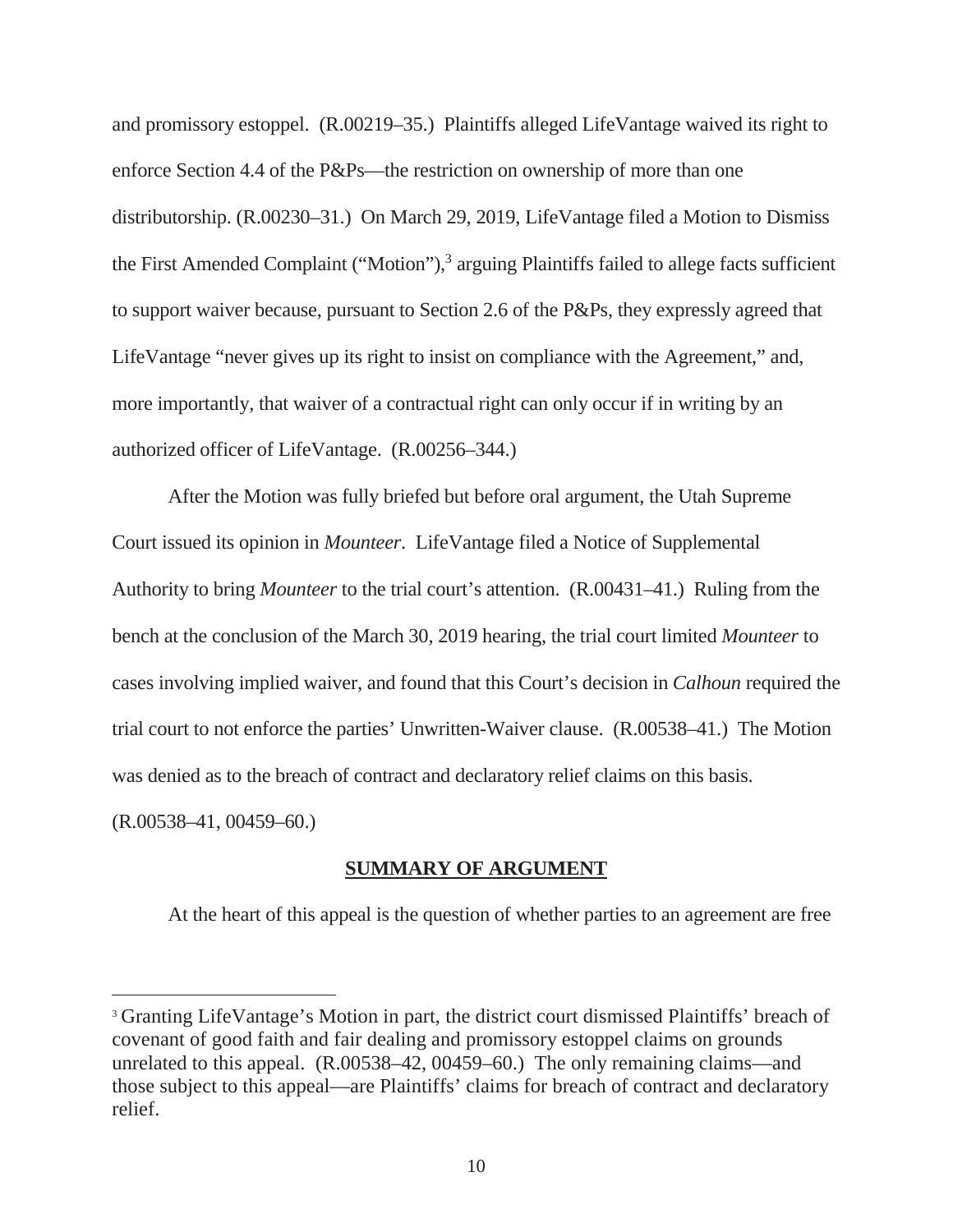and promissory estoppel. (R.00219–35.) Plaintiffs alleged LifeVantage waived its right to enforce Section 4.4 of the P&Ps—the restriction on ownership of more than one distributorship. (R.00230–31.) On March 29, 2019, LifeVantage filed a Motion to Dismiss the First Amended Complaint ("Motion"),[3] arguing Plaintiffs failed to allege facts sufficient to support waiver because, pursuant to Section 2.6 of the P&Ps, they expressly agreed that LifeVantage "never gives up its right to insist on compliance with the Agreement," and, more importantly, that waiver of a contractual right can only occur if in writing by an authorized officer of LifeVantage. (R.00256–344.)

After the Motion was fully briefed but before oral argument, the Utah Supreme Court issued its opinion in *Mounteer*. LifeVantage filed a Notice of Supplemental Authority to bring *Mounteer* to the trial court's attention. (R.00431–41.) Ruling from the bench at the conclusion of the March 30, 2019 hearing, the trial court limited *Mounteer* to cases involving implied waiver, and found that this Court's decision in *Calhoun* required the trial court to not enforce the parties' Unwritten-Waiver clause. (R.00538–41.) The Motion was denied as to the breach of contract and declaratory relief claims on this basis. (R.00538–41, 00459–60.)

## SUMMARY OF ARGUMENT

At the heart of this appeal is the question of whether parties to an agreement are free

---

[3] Granting LifeVantage's Motion in part, the district court dismissed Plaintiffs' breach of covenant of good faith and fair dealing and promissory estoppel claims on grounds unrelated to this appeal. (R.00538–42, 00459–60.) The only remaining claims—and those subject to this appeal—are Plaintiffs' claims for breach of contract and declaratory relief.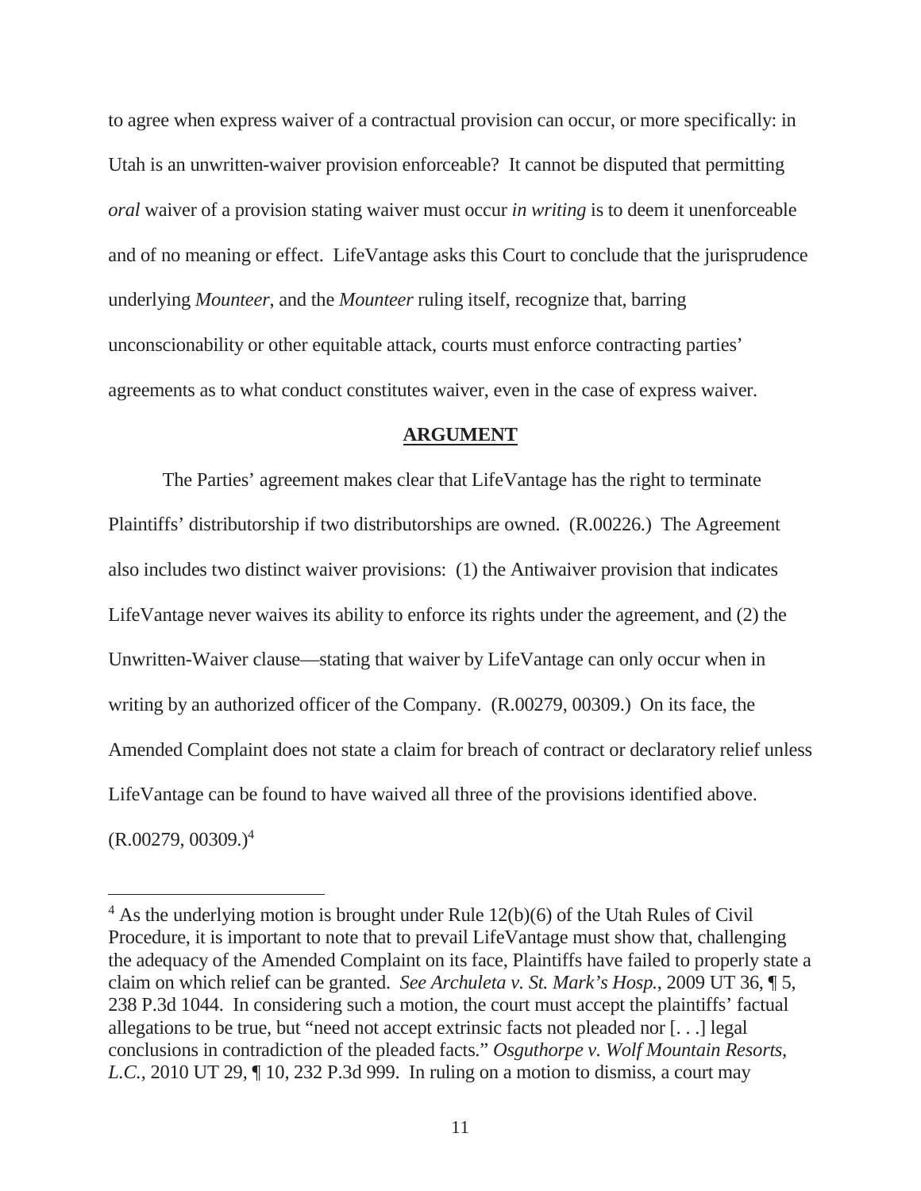to agree when express waiver of a contractual provision can occur, or more specifically: in Utah is an unwritten-waiver provision enforceable? It cannot be disputed that permitting *oral* waiver of a provision stating waiver must occur *in writing* is to deem it unenforceable and of no meaning or effect. LifeVantage asks this Court to conclude that the jurisprudence underlying *Mounteer*, and the *Mounteer* ruling itself, recognize that, barring unconscionability or other equitable attack, courts must enforce contracting parties' agreements as to what conduct constitutes waiver, even in the case of express waiver.

## ARGUMENT

The Parties' agreement makes clear that LifeVantage has the right to terminate Plaintiffs' distributorship if two distributorships are owned. (R.00226.) The Agreement also includes two distinct waiver provisions: (1) the Antiwaiver provision that indicates LifeVantage never waives its ability to enforce its rights under the agreement, and (2) the Unwritten-Waiver clause—stating that waiver by LifeVantage can only occur when in writing by an authorized officer of the Company. (R.00279, 00309.) On its face, the Amended Complaint does not state a claim for breach of contract or declaratory relief unless LifeVantage can be found to have waived all three of the provisions identified above. (R.00279, 00309.)[4]

[4] As the underlying motion is brought under Rule 12(b)(6) of the Utah Rules of Civil Procedure, it is important to note that to prevail LifeVantage must show that, challenging the adequacy of the Amended Complaint on its face, Plaintiffs have failed to properly state a claim on which relief can be granted. *See Archuleta v. St. Mark's Hosp.*, 2009 UT 36, ¶ 5, 238 P.3d 1044. In considering such a motion, the court must accept the plaintiffs' factual allegations to be true, but "need not accept extrinsic facts not pleaded nor [. . .] legal conclusions in contradiction of the pleaded facts." *Osguthorpe v. Wolf Mountain Resorts, L.C.*, 2010 UT 29, ¶ 10, 232 P.3d 999. In ruling on a motion to dismiss, a court may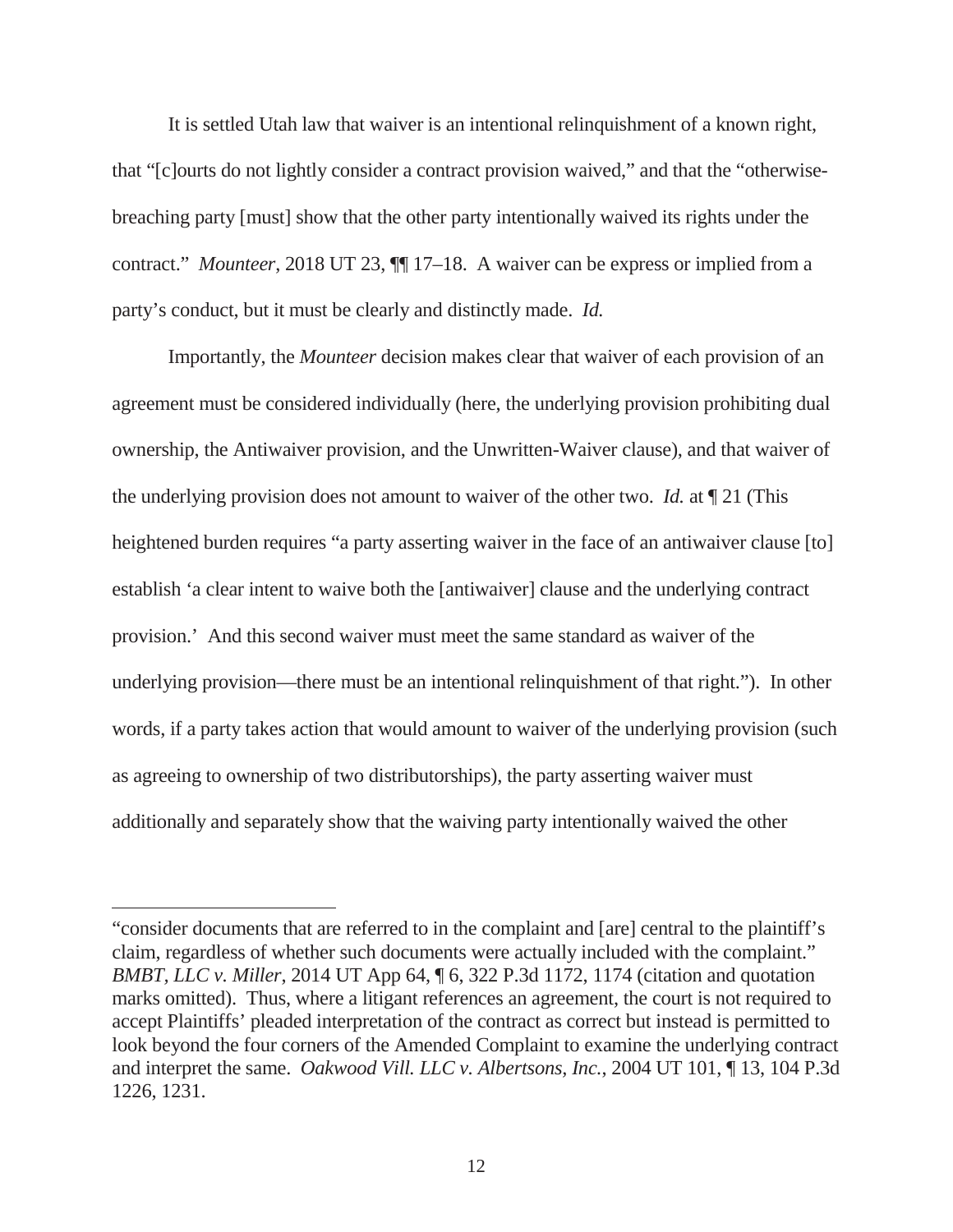It is settled Utah law that waiver is an intentional relinquishment of a known right, that "[c]ourts do not lightly consider a contract provision waived," and that the "otherwise-breaching party [must] show that the other party intentionally waived its rights under the contract." *Mounteer*, 2018 UT 23, ¶¶ 17–18. A waiver can be express or implied from a party's conduct, but it must be clearly and distinctly made. *Id.*

Importantly, the *Mounteer* decision makes clear that waiver of each provision of an agreement must be considered individually (here, the underlying provision prohibiting dual ownership, the Antiwaiver provision, and the Unwritten-Waiver clause), and that waiver of the underlying provision does not amount to waiver of the other two. *Id.* at ¶ 21 (This heightened burden requires "a party asserting waiver in the face of an antiwaiver clause [to] establish 'a clear intent to waive both the [antiwaiver] clause and the underlying contract provision.' And this second waiver must meet the same standard as waiver of the underlying provision—there must be an intentional relinquishment of that right."). In other words, if a party takes action that would amount to waiver of the underlying provision (such as agreeing to ownership of two distributorships), the party asserting waiver must additionally and separately show that the waiving party intentionally waived the other

---

"consider documents that are referred to in the complaint and [are] central to the plaintiff's claim, regardless of whether such documents were actually included with the complaint." *BMBT, LLC v. Miller*, 2014 UT App 64, ¶ 6, 322 P.3d 1172, 1174 (citation and quotation marks omitted). Thus, where a litigant references an agreement, the court is not required to accept Plaintiffs' pleaded interpretation of the contract as correct but instead is permitted to look beyond the four corners of the Amended Complaint to examine the underlying contract and interpret the same. *Oakwood Vill. LLC v. Albertsons, Inc.*, 2004 UT 101, ¶ 13, 104 P.3d 1226, 1231.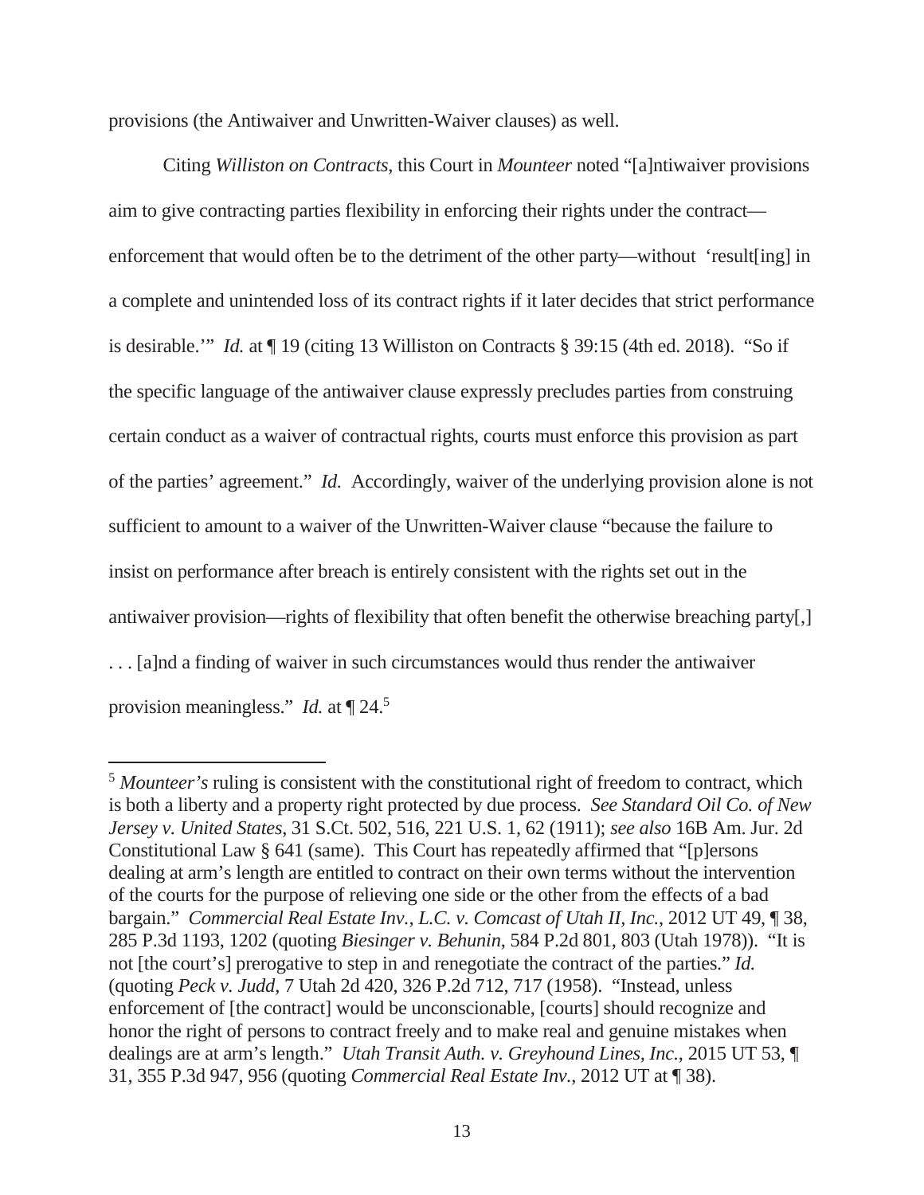provisions (the Antiwaiver and Unwritten-Waiver clauses) as well.

Citing *Williston on Contracts*, this Court in *Mounteer* noted "[a]ntiwaiver provisions aim to give contracting parties flexibility in enforcing their rights under the contract—enforcement that would often be to the detriment of the other party—without 'result[ing] in a complete and unintended loss of its contract rights if it later decides that strict performance is desirable.'" *Id.* at ¶ 19 (citing 13 Williston on Contracts § 39:15 (4th ed. 2018). "So if the specific language of the antiwaiver clause expressly precludes parties from construing certain conduct as a waiver of contractual rights, courts must enforce this provision as part of the parties' agreement." *Id.* Accordingly, waiver of the underlying provision alone is not sufficient to amount to a waiver of the Unwritten-Waiver clause "because the failure to insist on performance after breach is entirely consistent with the rights set out in the antiwaiver provision—rights of flexibility that often benefit the otherwise breaching party[,] . . . [a]nd a finding of waiver in such circumstances would thus render the antiwaiver provision meaningless." *Id.* at ¶ 24.[5]

---

[5] *Mounteer's* ruling is consistent with the constitutional right of freedom to contract, which is both a liberty and a property right protected by due process. *See Standard Oil Co. of New Jersey v. United States*, 31 S.Ct. 502, 516, 221 U.S. 1, 62 (1911); *see also* 16B Am. Jur. 2d Constitutional Law § 641 (same). This Court has repeatedly affirmed that "[p]ersons dealing at arm's length are entitled to contract on their own terms without the intervention of the courts for the purpose of relieving one side or the other from the effects of a bad bargain." *Commercial Real Estate Inv., L.C. v. Comcast of Utah II, Inc.*, 2012 UT 49, ¶ 38, 285 P.3d 1193, 1202 (quoting *Biesinger v. Behunin*, 584 P.2d 801, 803 (Utah 1978)). "It is not [the court's] prerogative to step in and renegotiate the contract of the parties." *Id.* (quoting *Peck v. Judd*, 7 Utah 2d 420, 326 P.2d 712, 717 (1958). "Instead, unless enforcement of [the contract] would be unconscionable, [courts] should recognize and honor the right of persons to contract freely and to make real and genuine mistakes when dealings are at arm's length." *Utah Transit Auth. v. Greyhound Lines, Inc.*, 2015 UT 53, ¶ 31, 355 P.3d 947, 956 (quoting *Commercial Real Estate Inv.*, 2012 UT at ¶ 38).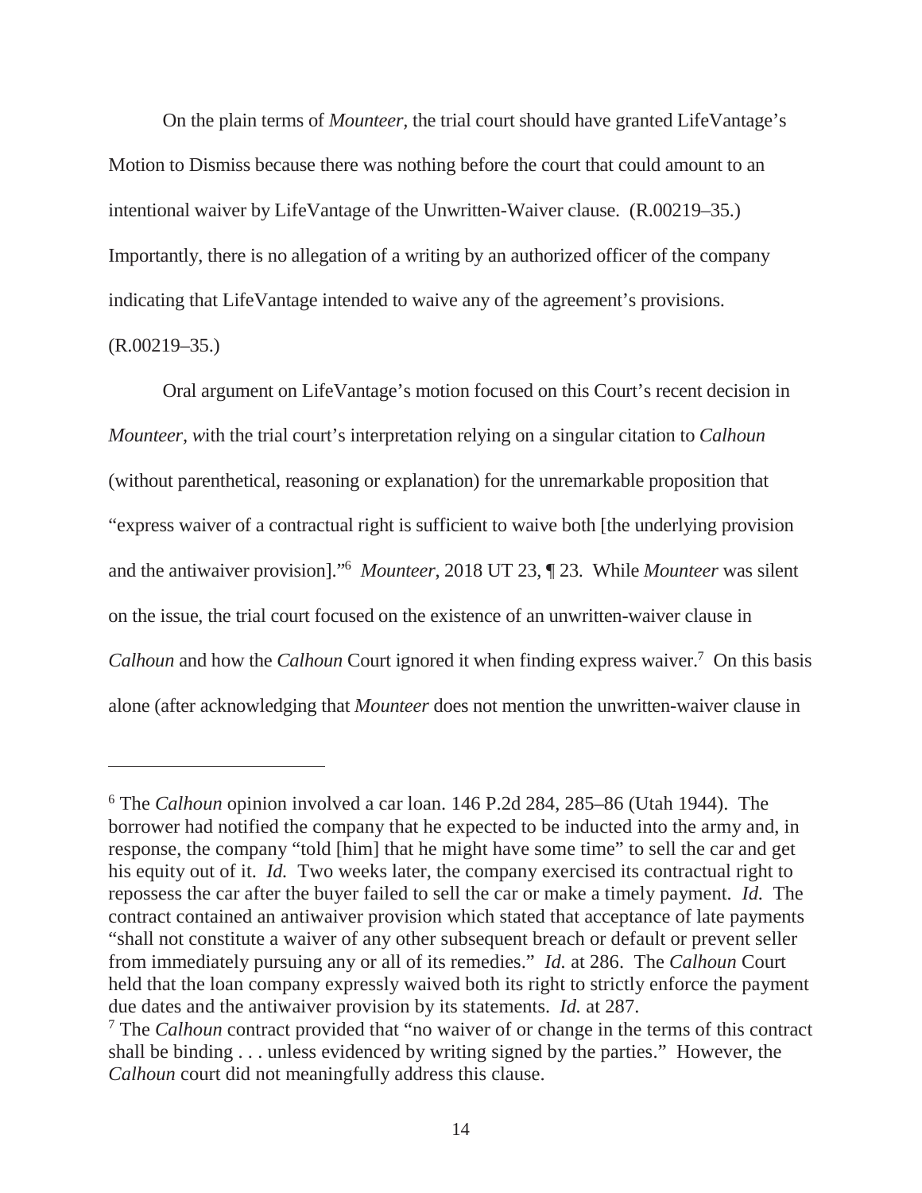On the plain terms of *Mounteer*, the trial court should have granted LifeVantage's Motion to Dismiss because there was nothing before the court that could amount to an intentional waiver by LifeVantage of the Unwritten-Waiver clause. (R.00219–35.) Importantly, there is no allegation of a writing by an authorized officer of the company indicating that LifeVantage intended to waive any of the agreement's provisions. (R.00219–35.)

Oral argument on LifeVantage's motion focused on this Court's recent decision in *Mounteer*, *w*ith the trial court's interpretation relying on a singular citation to *Calhoun* (without parenthetical, reasoning or explanation) for the unremarkable proposition that "express waiver of a contractual right is sufficient to waive both [the underlying provision and the antiwaiver provision]."[6] *Mounteer*, 2018 UT 23, ¶ 23. While *Mounteer* was silent on the issue, the trial court focused on the existence of an unwritten-waiver clause in *Calhoun* and how the *Calhoun* Court ignored it when finding express waiver.[7] On this basis alone (after acknowledging that *Mounteer* does not mention the unwritten-waiver clause in

---

[6] The *Calhoun* opinion involved a car loan. 146 P.2d 284, 285–86 (Utah 1944). The borrower had notified the company that he expected to be inducted into the army and, in response, the company "told [him] that he might have some time" to sell the car and get his equity out of it. *Id.* Two weeks later, the company exercised its contractual right to repossess the car after the buyer failed to sell the car or make a timely payment. *Id.* The contract contained an antiwaiver provision which stated that acceptance of late payments "shall not constitute a waiver of any other subsequent breach or default or prevent seller from immediately pursuing any or all of its remedies." *Id.* at 286. The *Calhoun* Court held that the loan company expressly waived both its right to strictly enforce the payment due dates and the antiwaiver provision by its statements. *Id.* at 287.

[7] The *Calhoun* contract provided that "no waiver of or change in the terms of this contract shall be binding . . . unless evidenced by writing signed by the parties." However, the *Calhoun* court did not meaningfully address this clause.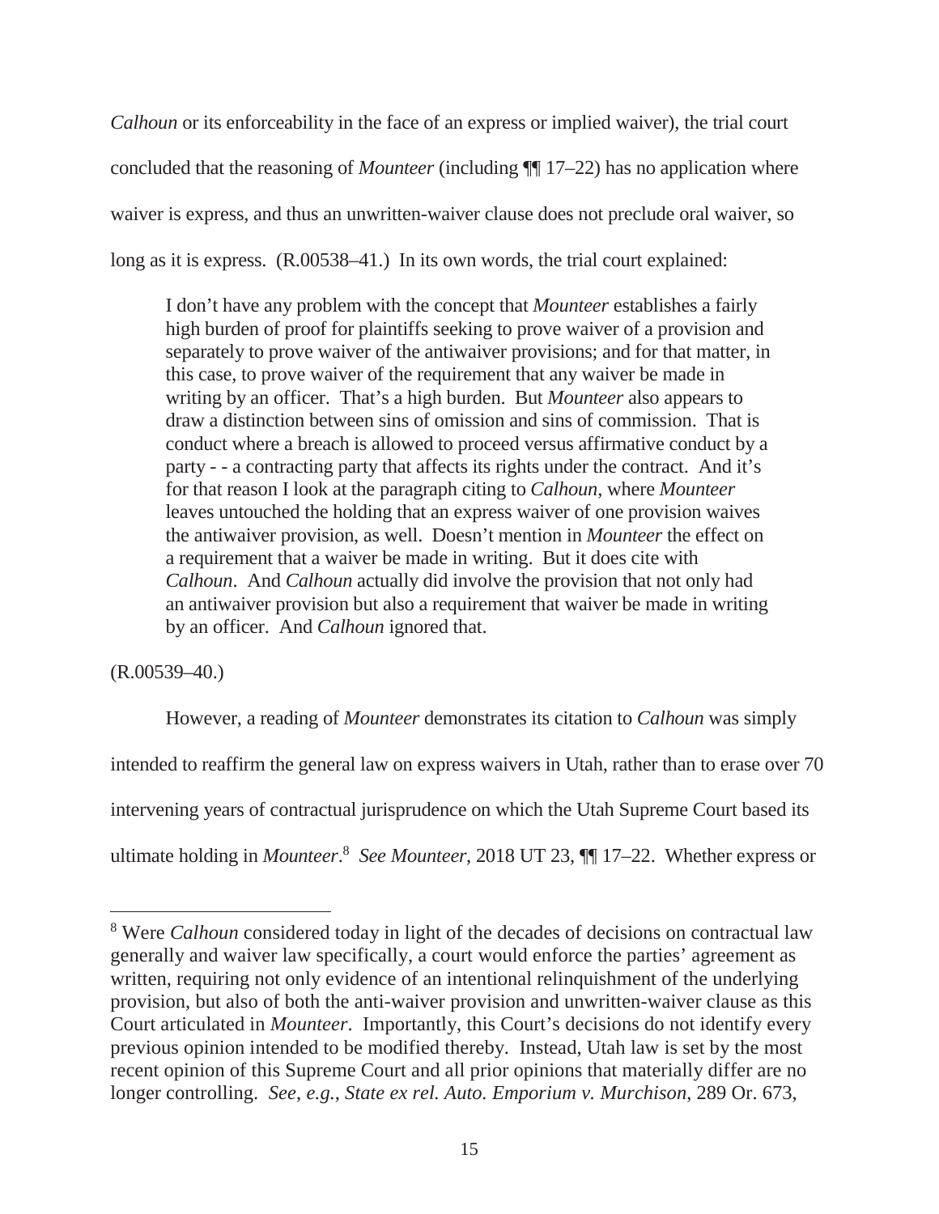*Calhoun* or its enforceability in the face of an express or implied waiver), the trial court concluded that the reasoning of *Mounteer* (including ¶¶ 17–22) has no application where waiver is express, and thus an unwritten-waiver clause does not preclude oral waiver, so long as it is express. (R.00538–41.) In its own words, the trial court explained:

> I don't have any problem with the concept that *Mounteer* establishes a fairly high burden of proof for plaintiffs seeking to prove waiver of a provision and separately to prove waiver of the antiwaiver provisions; and for that matter, in this case, to prove waiver of the requirement that any waiver be made in writing by an officer. That's a high burden. But *Mounteer* also appears to draw a distinction between sins of omission and sins of commission. That is conduct where a breach is allowed to proceed versus affirmative conduct by a party - - a contracting party that affects its rights under the contract. And it's for that reason I look at the paragraph citing to *Calhoun*, where *Mounteer* leaves untouched the holding that an express waiver of one provision waives the antiwaiver provision, as well. Doesn't mention in *Mounteer* the effect on a requirement that a waiver be made in writing. But it does cite with *Calhoun*. And *Calhoun* actually did involve the provision that not only had an antiwaiver provision but also a requirement that waiver be made in writing by an officer. And *Calhoun* ignored that.

(R.00539–40.)

However, a reading of *Mounteer* demonstrates its citation to *Calhoun* was simply intended to reaffirm the general law on express waivers in Utah, rather than to erase over 70 intervening years of contractual jurisprudence on which the Utah Supreme Court based its ultimate holding in *Mounteer*.[8] *See Mounteer*, 2018 UT 23, ¶¶ 17–22. Whether express or

---

[8] Were *Calhoun* considered today in light of the decades of decisions on contractual law generally and waiver law specifically, a court would enforce the parties' agreement as written, requiring not only evidence of an intentional relinquishment of the underlying provision, but also of both the anti-waiver provision and unwritten-waiver clause as this Court articulated in *Mounteer*. Importantly, this Court's decisions do not identify every previous opinion intended to be modified thereby. Instead, Utah law is set by the most recent opinion of this Supreme Court and all prior opinions that materially differ are no longer controlling. *See, e.g.*, *State ex rel. Auto. Emporium v. Murchison*, 289 Or. 673,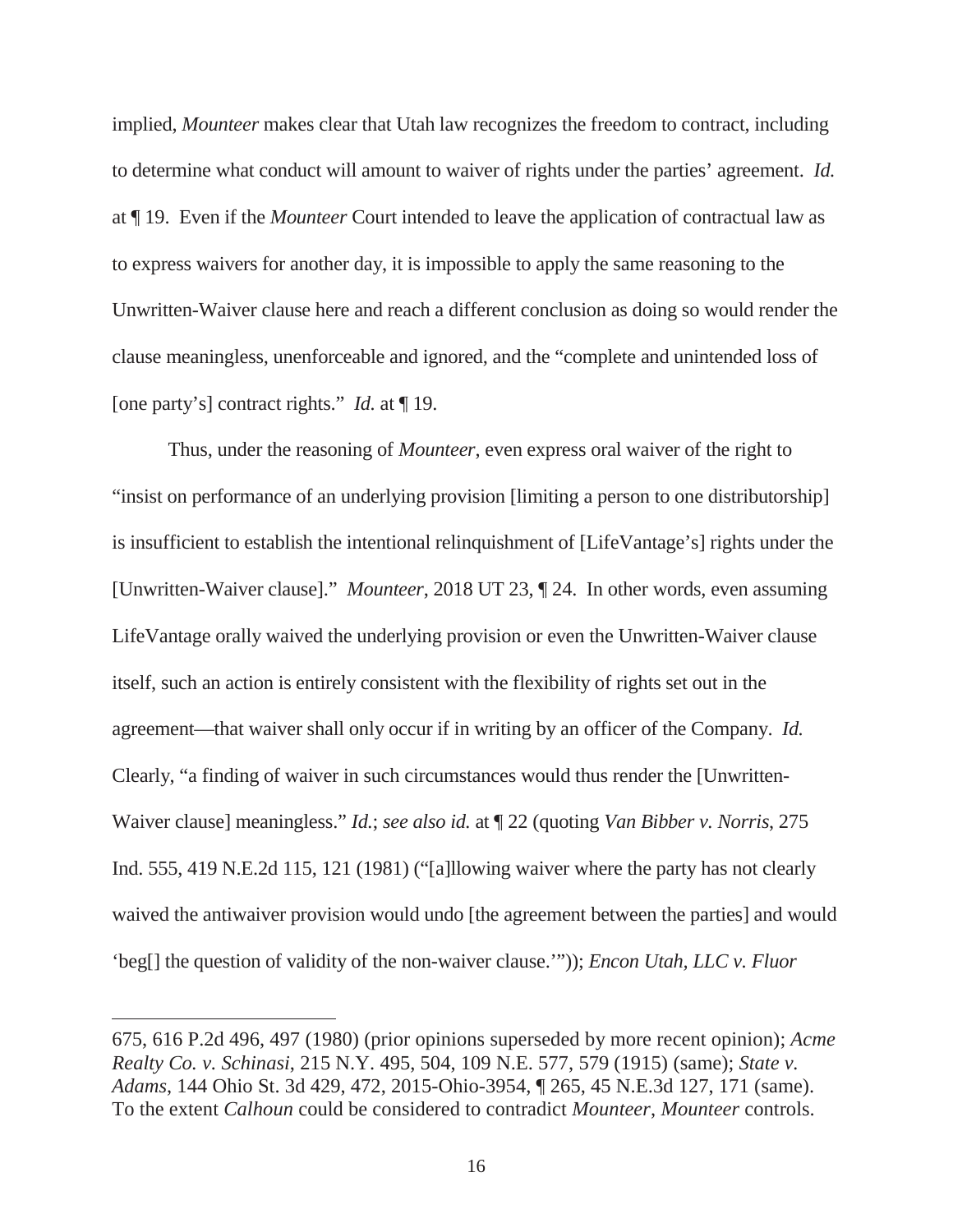implied, *Mounteer* makes clear that Utah law recognizes the freedom to contract, including to determine what conduct will amount to waiver of rights under the parties' agreement. *Id.* at ¶ 19. Even if the *Mounteer* Court intended to leave the application of contractual law as to express waivers for another day, it is impossible to apply the same reasoning to the Unwritten-Waiver clause here and reach a different conclusion as doing so would render the clause meaningless, unenforceable and ignored, and the "complete and unintended loss of [one party's] contract rights." *Id.* at ¶ 19.

Thus, under the reasoning of *Mounteer*, even express oral waiver of the right to "insist on performance of an underlying provision [limiting a person to one distributorship] is insufficient to establish the intentional relinquishment of [LifeVantage's] rights under the [Unwritten-Waiver clause]." *Mounteer*, 2018 UT 23, ¶ 24. In other words, even assuming LifeVantage orally waived the underlying provision or even the Unwritten-Waiver clause itself, such an action is entirely consistent with the flexibility of rights set out in the agreement—that waiver shall only occur if in writing by an officer of the Company. *Id.* Clearly, "a finding of waiver in such circumstances would thus render the [Unwritten-Waiver clause] meaningless." *Id.*; *see also id.* at ¶ 22 (quoting *Van Bibber v. Norris*, 275 Ind. 555, 419 N.E.2d 115, 121 (1981) ("[a]llowing waiver where the party has not clearly waived the antiwaiver provision would undo [the agreement between the parties] and would 'beg[] the question of validity of the non-waiver clause.'")); *Encon Utah, LLC v. Fluor*

---

675, 616 P.2d 496, 497 (1980) (prior opinions superseded by more recent opinion); *Acme Realty Co. v. Schinasi*, 215 N.Y. 495, 504, 109 N.E. 577, 579 (1915) (same); *State v. Adams*, 144 Ohio St. 3d 429, 472, 2015-Ohio-3954, ¶ 265, 45 N.E.3d 127, 171 (same). To the extent *Calhoun* could be considered to contradict *Mounteer*, *Mounteer* controls.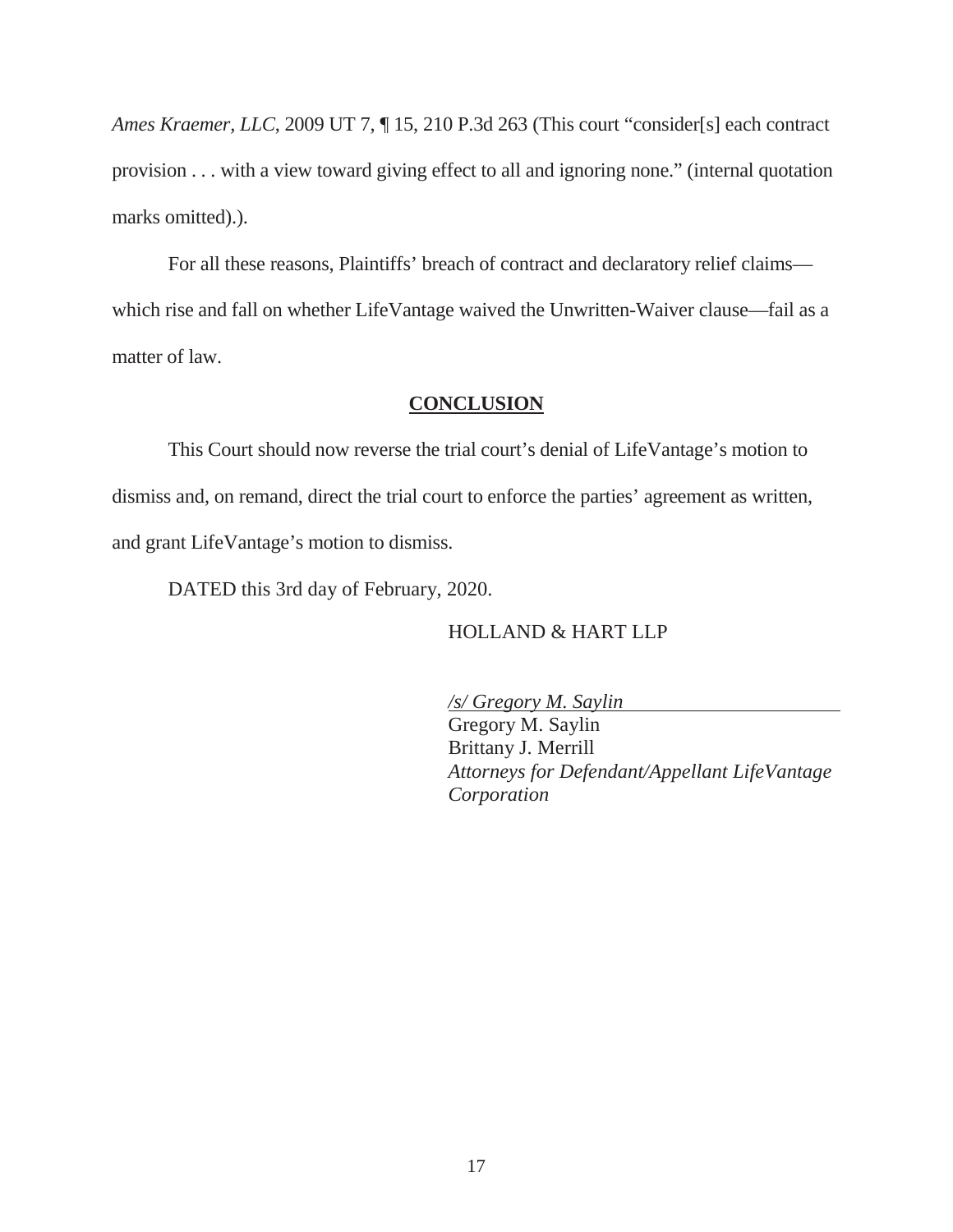*Ames Kraemer, LLC*, 2009 UT 7, ¶ 15, 210 P.3d 263 (This court "consider[s] each contract provision . . . with a view toward giving effect to all and ignoring none." (internal quotation marks omitted).).

For all these reasons, Plaintiffs' breach of contract and declaratory relief claims—which rise and fall on whether LifeVantage waived the Unwritten-Waiver clause—fail as a matter of law.

## **CONCLUSION**

This Court should now reverse the trial court's denial of LifeVantage's motion to dismiss and, on remand, direct the trial court to enforce the parties' agreement as written, and grant LifeVantage's motion to dismiss.

DATED this 3rd day of February, 2020.

HOLLAND & HART LLP

*/s/ Gregory M. Saylin*  
Gregory M. Saylin  
Brittany J. Merrill  
*Attorneys for Defendant/Appellant LifeVantage Corporation*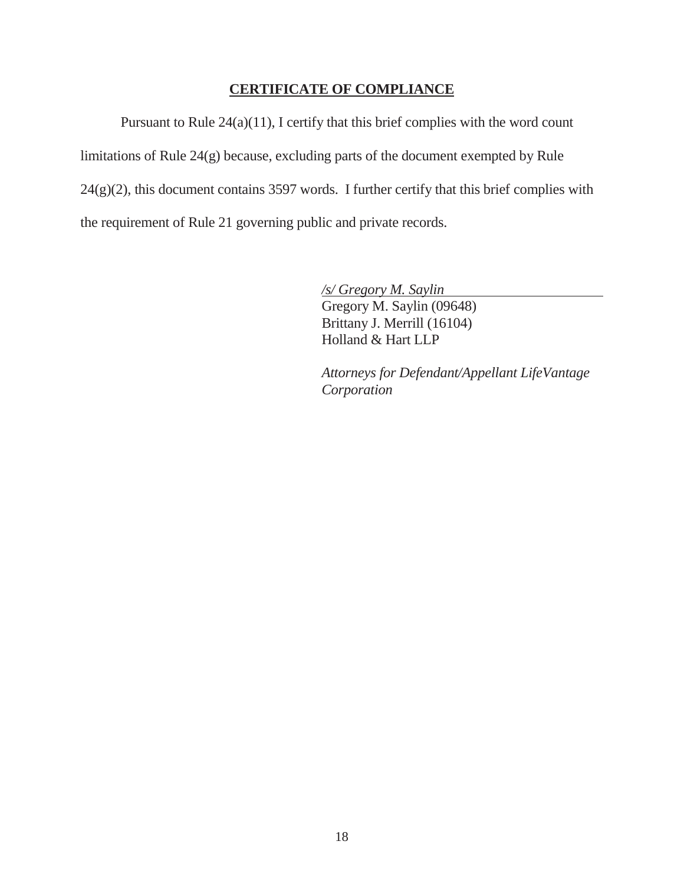## CERTIFICATE OF COMPLIANCE

Pursuant to Rule 24(a)(11), I certify that this brief complies with the word count limitations of Rule 24(g) because, excluding parts of the document exempted by Rule 24(g)(2), this document contains 3597 words. I further certify that this brief complies with the requirement of Rule 21 governing public and private records.

*/s/ Gregory M. Saylin*
Gregory M. Saylin (09648)
Brittany J. Merrill (16104)
Holland & Hart LLP

*Attorneys for Defendant/Appellant LifeVantage Corporation*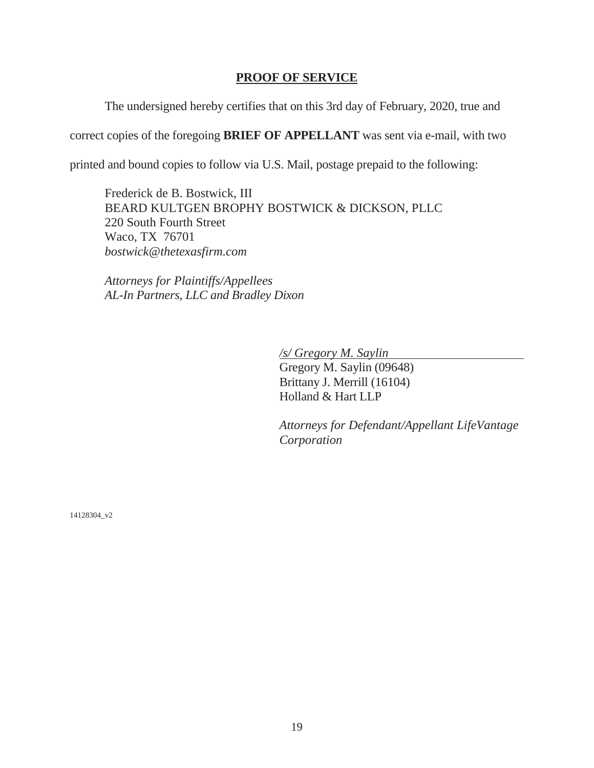## PROOF OF SERVICE

The undersigned hereby certifies that on this 3rd day of February, 2020, true and correct copies of the foregoing **BRIEF OF APPELLANT** was sent via e-mail, with two printed and bound copies to follow via U.S. Mail, postage prepaid to the following:

Frederick de B. Bostwick, III
BEARD KULTGEN BROPHY BOSTWICK & DICKSON, PLLC
220 South Fourth Street
Waco, TX 76701
*bostwick@thetexasfirm.com*

*Attorneys for Plaintiffs/Appellees*
*AL-In Partners, LLC and Bradley Dixon*

*/s/ Gregory M. Saylin*
Gregory M. Saylin (09648)
Brittany J. Merrill (16104)
Holland & Hart LLP

*Attorneys for Defendant/Appellant LifeVantage Corporation*

14128304_v2